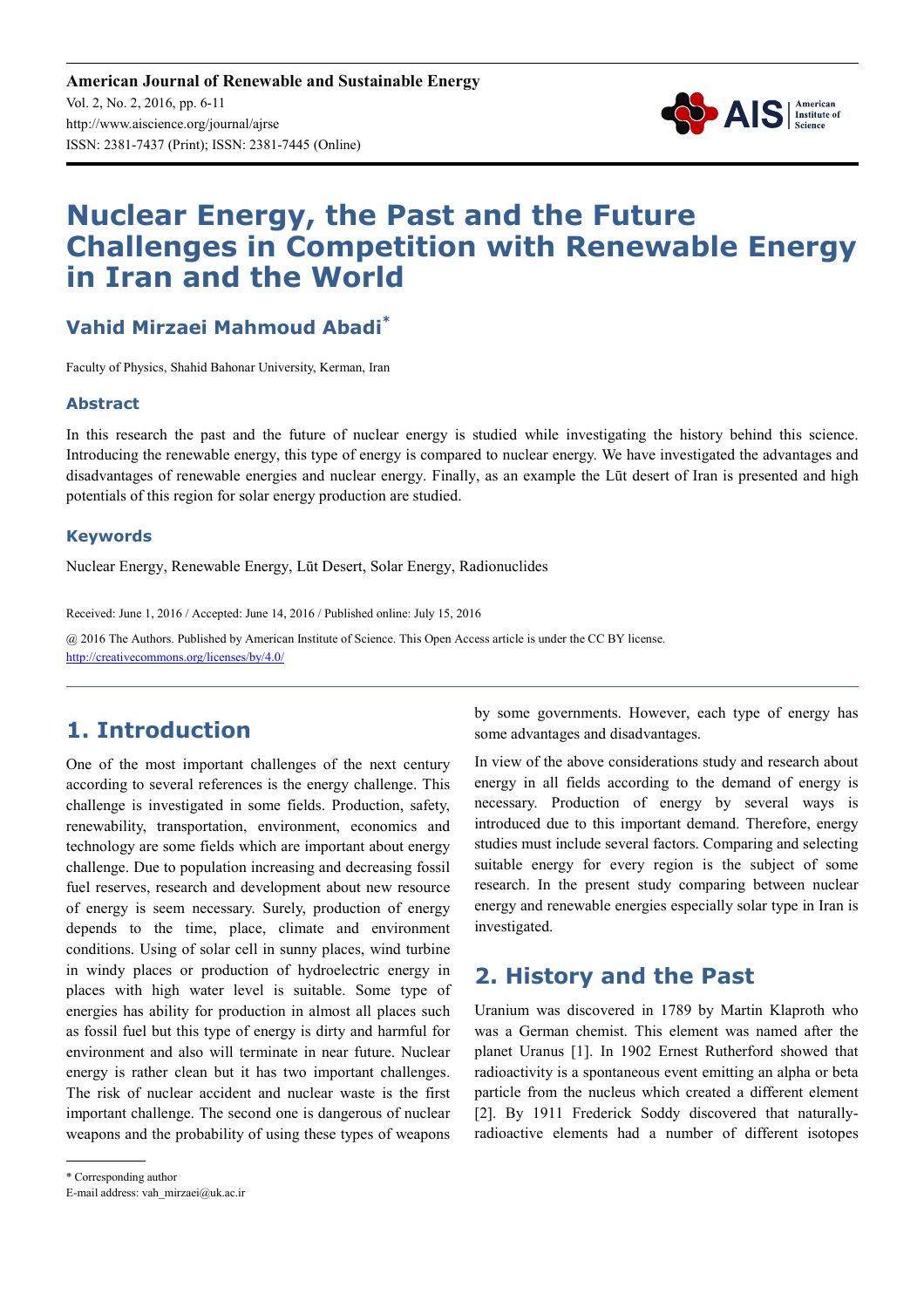# Nuclear Energy, the Past and the Future Challenges in Competition with Renewable Energy in Iran and the World

**Vahid Mirzaei Mahmoud Abadi***

Faculty of Physics, Shahid Bahonar University, Kerman, Iran

## Abstract

In this research the past and the future of nuclear energy is studied while investigating the history behind this science. Introducing the renewable energy, this type of energy is compared to nuclear energy. We have investigated the advantages and disadvantages of renewable energies and nuclear energy. Finally, as an example the Lūt desert of Iran is presented and high potentials of this region for solar energy production are studied.

## Keywords

Nuclear Energy, Renewable Energy, Lūt Desert, Solar Energy, Radionuclides

Received: June 1, 2016 / Accepted: June 14, 2016 / Published online: July 15, 2016

@ 2016 The Authors. Published by American Institute of Science. This Open Access article is under the CC BY license. http://creativecommons.org/licenses/by/4.0/

## 1. Introduction

One of the most important challenges of the next century according to several references is the energy challenge. This challenge is investigated in some fields. Production, safety, renewability, transportation, environment, economics and technology are some fields which are important about energy challenge. Due to population increasing and decreasing fossil fuel reserves, research and development about new resource of energy is seem necessary. Surely, production of energy depends to the time, place, climate and environment conditions. Using of solar cell in sunny places, wind turbine in windy places or production of hydroelectric energy in places with high water level is suitable. Some type of energies has ability for production in almost all places such as fossil fuel but this type of energy is dirty and harmful for environment and also will terminate in near future. Nuclear energy is rather clean but it has two important challenges. The risk of nuclear accident and nuclear waste is the first important challenge. The second one is dangerous of nuclear weapons and the probability of using these types of weapons by some governments. However, each type of energy has some advantages and disadvantages.

In view of the above considerations study and research about energy in all fields according to the demand of energy is necessary. Production of energy by several ways is introduced due to this important demand. Therefore, energy studies must include several factors. Comparing and selecting suitable energy for every region is the subject of some research. In the present study comparing between nuclear energy and renewable energies especially solar type in Iran is investigated.

## 2. History and the Past

Uranium was discovered in 1789 by Martin Klaproth who was a German chemist. This element was named after the planet Uranus [1]. In 1902 Ernest Rutherford showed that radioactivity is a spontaneous event emitting an alpha or beta particle from the nucleus which created a different element [2]. By 1911 Frederick Soddy discovered that naturally-radioactive elements had a number of different isotopes

\* Corresponding author
E-mail address: vah_mirzaei@uk.ac.ir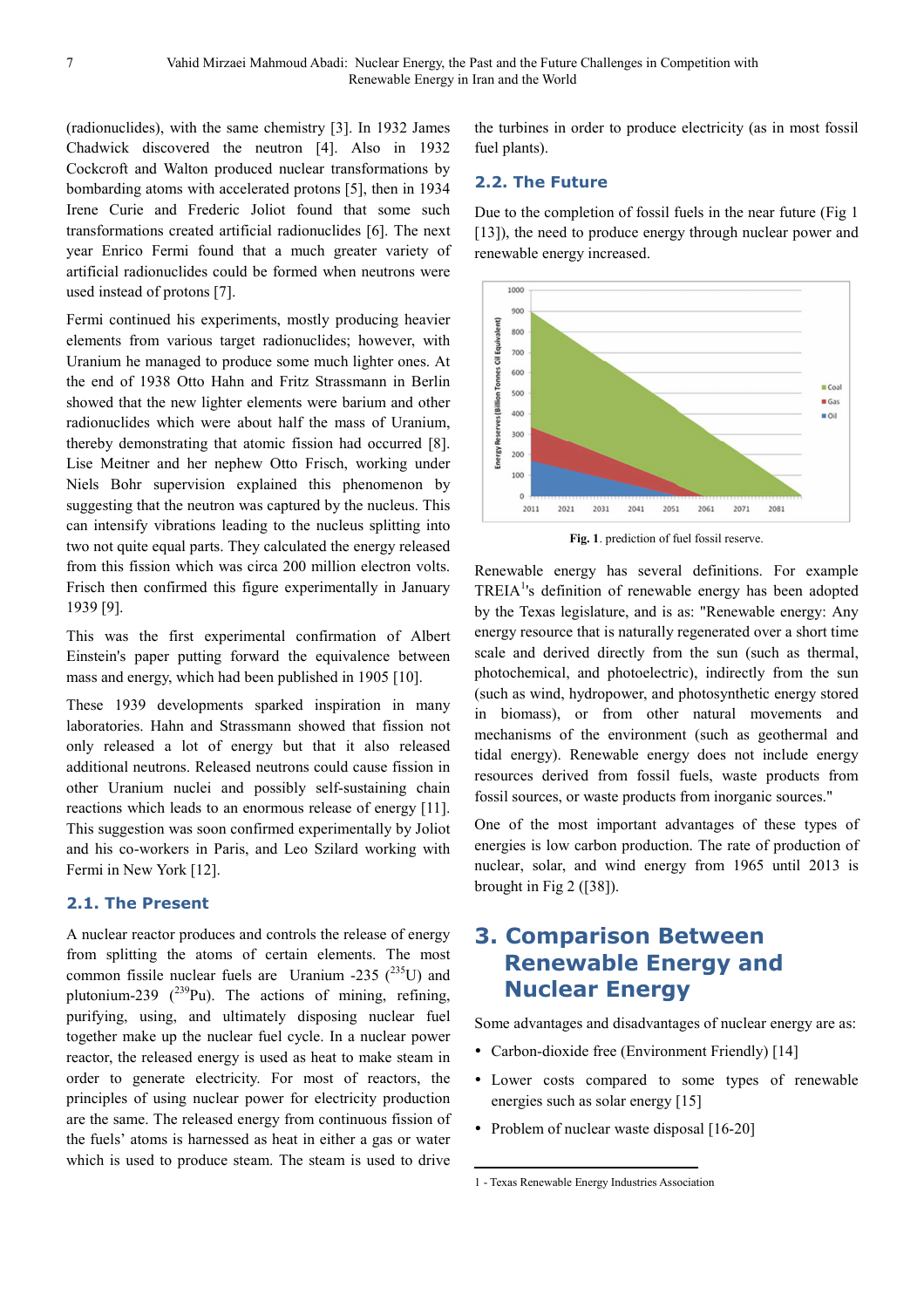(radionuclides), with the same chemistry [3]. In 1932 James Chadwick discovered the neutron [4]. Also in 1932 Cockcroft and Walton produced nuclear transformations by bombarding atoms with accelerated protons [5], then in 1934 Irene Curie and Frederic Joliot found that some such transformations created artificial radionuclides [6]. The next year Enrico Fermi found that a much greater variety of artificial radionuclides could be formed when neutrons were used instead of protons [7].

Fermi continued his experiments, mostly producing heavier elements from various target radionuclides; however, with Uranium he managed to produce some much lighter ones. At the end of 1938 Otto Hahn and Fritz Strassmann in Berlin showed that the new lighter elements were barium and other radionuclides which were about half the mass of Uranium, thereby demonstrating that atomic fission had occurred [8]. Lise Meitner and her nephew Otto Frisch, working under Niels Bohr supervision explained this phenomenon by suggesting that the neutron was captured by the nucleus. This can intensify vibrations leading to the nucleus splitting into two not quite equal parts. They calculated the energy released from this fission which was circa 200 million electron volts. Frisch then confirmed this figure experimentally in January 1939 [9].

This was the first experimental confirmation of Albert Einstein's paper putting forward the equivalence between mass and energy, which had been published in 1905 [10].

These 1939 developments sparked inspiration in many laboratories. Hahn and Strassmann showed that fission not only released a lot of energy but that it also released additional neutrons. Released neutrons could cause fission in other Uranium nuclei and possibly self-sustaining chain reactions which leads to an enormous release of energy [11]. This suggestion was soon confirmed experimentally by Joliot and his co-workers in Paris, and Leo Szilard working with Fermi in New York [12].

## 2.1. The Present

A nuclear reactor produces and controls the release of energy from splitting the atoms of certain elements. The most common fissile nuclear fuels are Uranium -235 ($^{235}U$) and plutonium-239 ($^{239}Pu$). The actions of mining, refining, purifying, using, and ultimately disposing nuclear fuel together make up the nuclear fuel cycle. In a nuclear power reactor, the released energy is used as heat to make steam in order to generate electricity. For most of reactors, the principles of using nuclear power for electricity production are the same. The released energy from continuous fission of the fuels' atoms is harnessed as heat in either a gas or water which is used to produce steam. The steam is used to drive the turbines in order to produce electricity (as in most fossil fuel plants).

## 2.2. The Future

Due to the completion of fossil fuels in the near future (Fig 1 [13]), the need to produce energy through nuclear power and renewable energy increased.

Fig. 1. prediction of fuel fossil reserve.

Renewable energy has several definitions. For example TREIA[1]'s definition of renewable energy has been adopted by the Texas legislature, and is as: "Renewable energy: Any energy resource that is naturally regenerated over a short time scale and derived directly from the sun (such as thermal, photochemical, and photoelectric), indirectly from the sun (such as wind, hydropower, and photosynthetic energy stored in biomass), or from other natural movements and mechanisms of the environment (such as geothermal and tidal energy). Renewable energy does not include energy resources derived from fossil fuels, waste products from fossil sources, or waste products from inorganic sources."

One of the most important advantages of these types of energies is low carbon production. The rate of production of nuclear, solar, and wind energy from 1965 until 2013 is brought in Fig 2 ([38]).

# 3. Comparison Between Renewable Energy and Nuclear Energy

Some advantages and disadvantages of nuclear energy are as:

- Carbon-dioxide free (Environment Friendly) [14]
- Lower costs compared to some types of renewable energies such as solar energy [15]
- Problem of nuclear waste disposal [16-20]

1 - Texas Renewable Energy Industries Association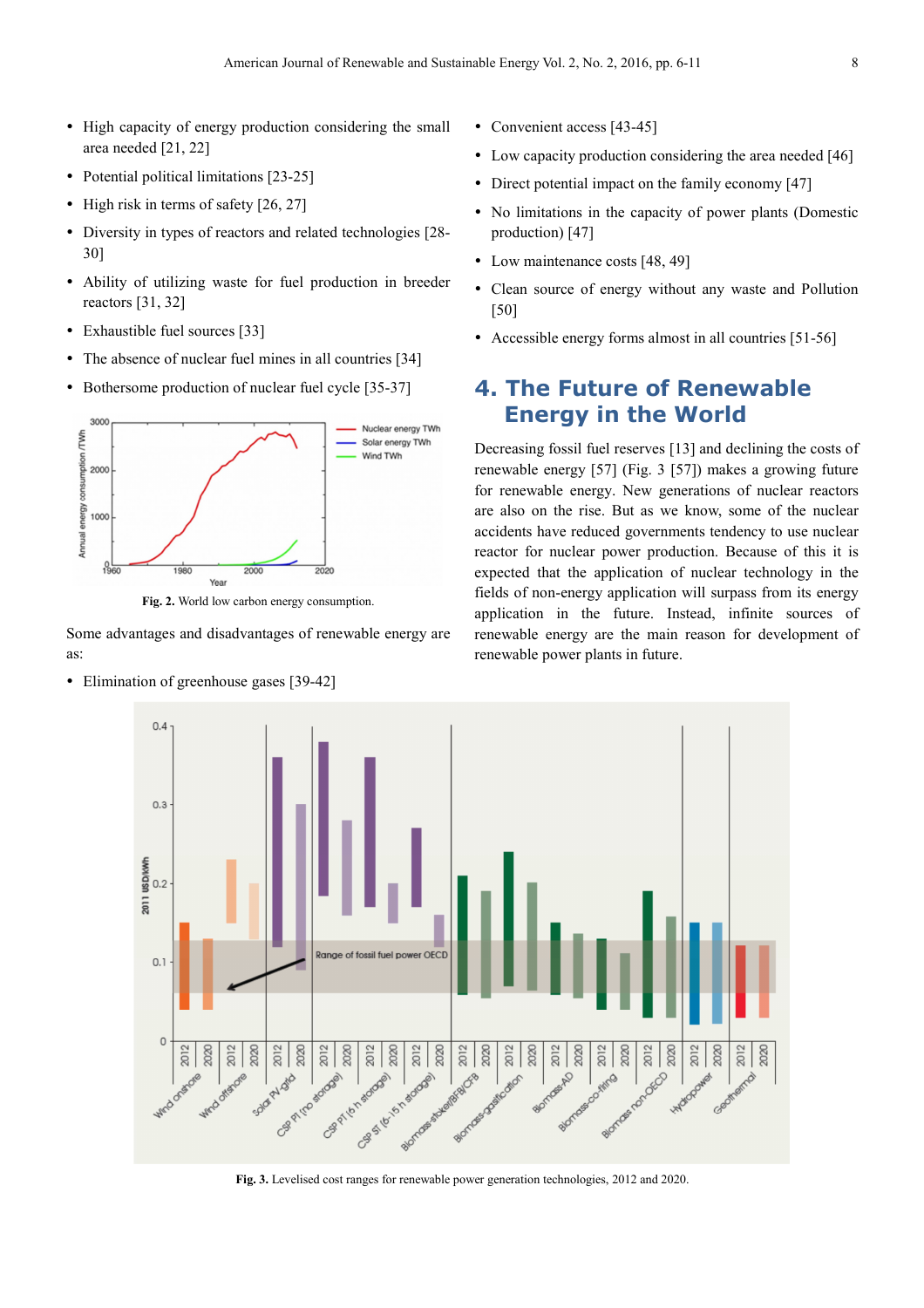- High capacity of energy production considering the small area needed [21, 22]
- Potential political limitations [23-25]
- High risk in terms of safety [26, 27]
- Diversity in types of reactors and related technologies [28-30]
- Ability of utilizing waste for fuel production in breeder reactors [31, 32]
- Exhaustible fuel sources [33]
- The absence of nuclear fuel mines in all countries [34]
- Bothersome production of nuclear fuel cycle [35-37]

**Fig. 2.** World low carbon energy consumption.

Some advantages and disadvantages of renewable energy are as:

- Elimination of greenhouse gases [39-42]
- Convenient access [43-45]
- Low capacity production considering the area needed [46]
- Direct potential impact on the family economy [47]
- No limitations in the capacity of power plants (Domestic production) [47]
- Low maintenance costs [48, 49]
- Clean source of energy without any waste and Pollution [50]
- Accessible energy forms almost in all countries [51-56]

## 4. The Future of Renewable Energy in the World

Decreasing fossil fuel reserves [13] and declining the costs of renewable energy [57] (Fig. 3 [57]) makes a growing future for renewable energy. New generations of nuclear reactors are also on the rise. But as we know, some of the nuclear accidents have reduced governments tendency to use nuclear reactor for nuclear power production. Because of this it is expected that the application of nuclear technology in the fields of non-energy application will surpass from its energy application in the future. Instead, infinite sources of renewable energy are the main reason for development of renewable power plants in future.

**Fig. 3.** Levelised cost ranges for renewable power generation technologies, 2012 and 2020.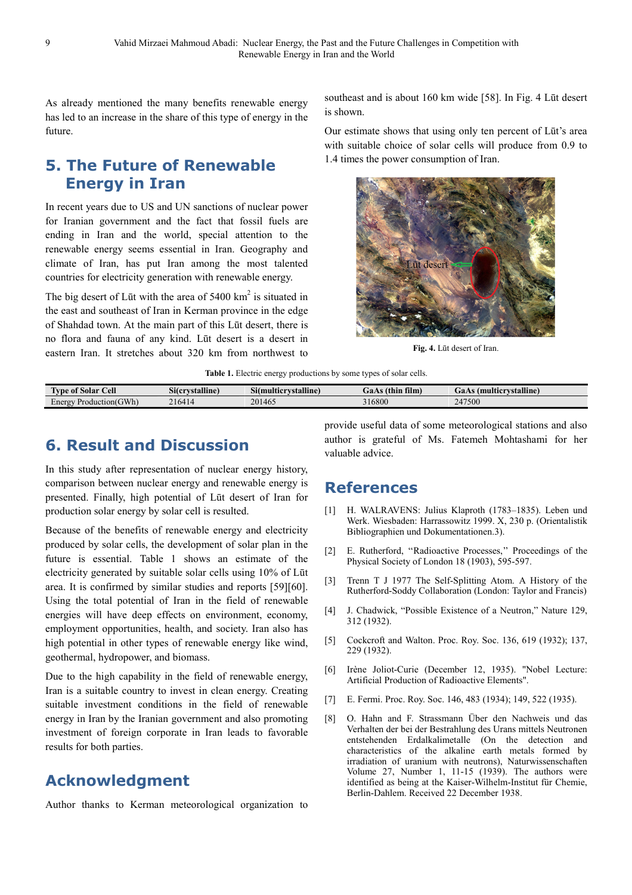As already mentioned the many benefits renewable energy has led to an increase in the share of this type of energy in the future.

## 5. The Future of Renewable Energy in Iran

In recent years due to US and UN sanctions of nuclear power for Iranian government and the fact that fossil fuels are ending in Iran and the world, special attention to the renewable energy seems essential in Iran. Geography and climate of Iran, has put Iran among the most talented countries for electricity generation with renewable energy.

The big desert of Lūt with the area of 5400 km$^2$ is situated in the east and southeast of Iran in Kerman province in the edge of Shahdad town. At the main part of this Lūt desert, there is no flora and fauna of any kind. Lūt desert is a desert in eastern Iran. It stretches about 320 km from northwest to southeast and is about 160 km wide [58]. In Fig. 4 Lūt desert is shown.

Our estimate shows that using only ten percent of Lūt's area with suitable choice of solar cells will produce from 0.9 to 1.4 times the power consumption of Iran.

**Fig. 4.** Lūt desert of Iran.

**Table 1.** Electric energy productions by some types of solar cells.

| Type of Solar Cell | Si(crystalline) | Si(multicrystalline) | GaAs (thin film) | GaAs (multicrystalline) |
|---|---|---|---|---|
| Energy Production(GWh) | 216414 | 201465 | 316800 | 247500 |

## 6. Result and Discussion

In this study after representation of nuclear energy history, comparison between nuclear energy and renewable energy is presented. Finally, high potential of Lūt desert of Iran for production solar energy by solar cell is resulted.

Because of the benefits of renewable energy and electricity produced by solar cells, the development of solar plan in the future is essential. Table 1 shows an estimate of the electricity generated by suitable solar cells using 10% of Lūt area. It is confirmed by similar studies and reports [59][60]. Using the total potential of Iran in the field of renewable energies will have deep effects on environment, economy, employment opportunities, health, and society. Iran also has high potential in other types of renewable energy like wind, geothermal, hydropower, and biomass.

Due to the high capability in the field of renewable energy, Iran is a suitable country to invest in clean energy. Creating suitable investment conditions in the field of renewable energy in Iran by the Iranian government and also promoting investment of foreign corporate in Iran leads to favorable results for both parties.

## Acknowledgment

Author thanks to Kerman meteorological organization to provide useful data of some meteorological stations and also author is grateful of Ms. Fatemeh Mohtashami for her valuable advice.

## References

[1] H. WALRAVENS: Julius Klaproth (1783–1835). Leben und Werk. Wiesbaden: Harrassowitz 1999. X, 230 p. (Orientalistik Bibliographien und Dokumentationen.3).

[2] E. Rutherford, "Radioactive Processes," Proceedings of the Physical Society of London 18 (1903), 595-597.

[3] Trenn T J 1977 The Self-Splitting Atom. A History of the Rutherford-Soddy Collaboration (London: Taylor and Francis)

[4] J. Chadwick, "Possible Existence of a Neutron," Nature 129, 312 (1932).

[5] Cockcroft and Walton. Proc. Roy. Soc. 136, 619 (1932); 137, 229 (1932).

[6] Irène Joliot-Curie (December 12, 1935). "Nobel Lecture: Artificial Production of Radioactive Elements".

[7] E. Fermi. Proc. Roy. Soc. 146, 483 (1934); 149, 522 (1935).

[8] O. Hahn and F. Strassmann Über den Nachweis und das Verhalten der bei der Bestrahlung des Urans mittels Neutronen entstehenden Erdalkalimetalle (On the detection and characteristics of the alkaline earth metals formed by irradiation of uranium with neutrons), Naturwissenschaften Volume 27, Number 1, 11-15 (1939). The authors were identified as being at the Kaiser-Wilhelm-Institut für Chemie, Berlin-Dahlem. Received 22 December 1938.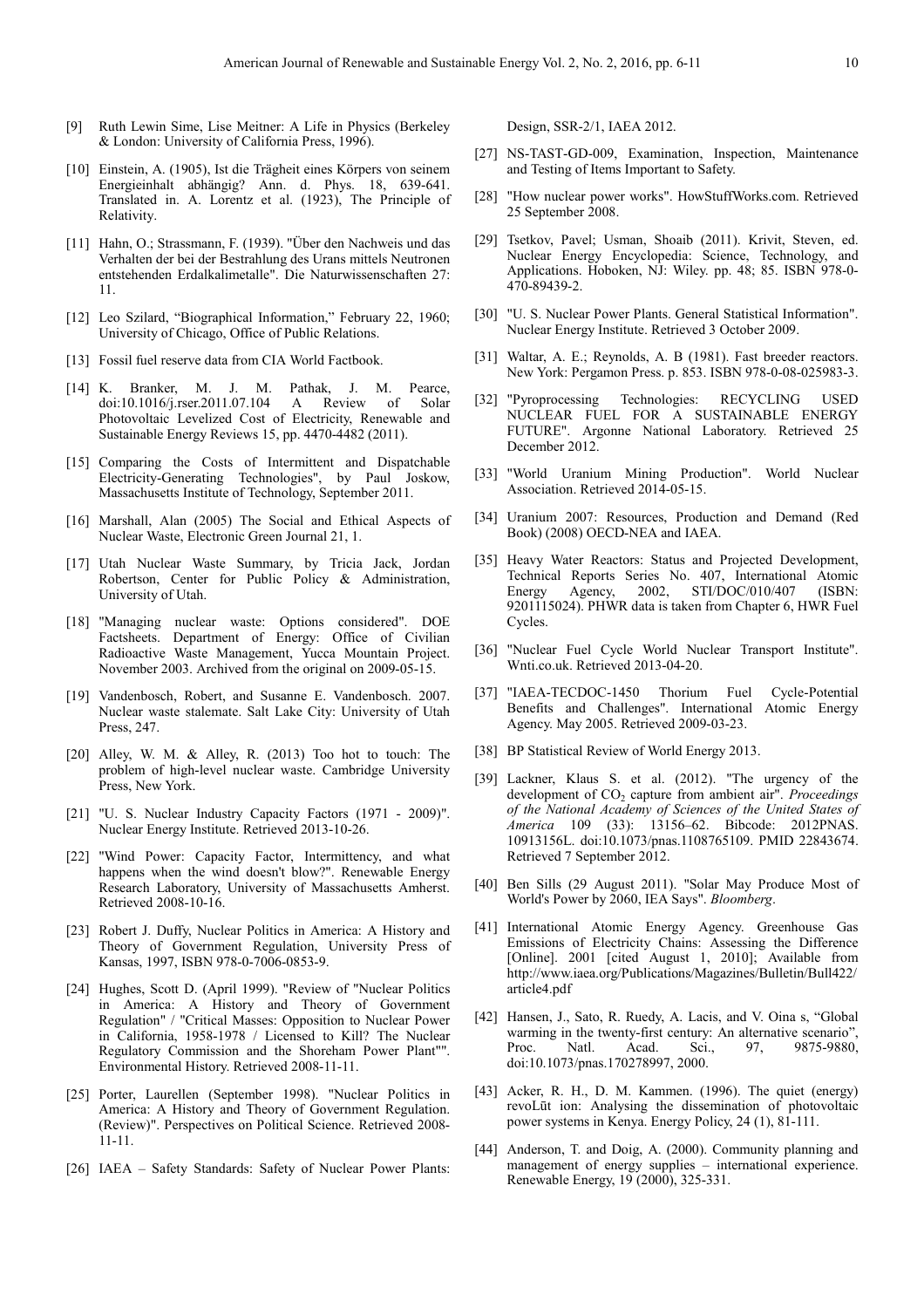[9] Ruth Lewin Sime, Lise Meitner: A Life in Physics (Berkeley & London: University of California Press, 1996).

[10] Einstein, A. (1905), Ist die Trägheit eines Körpers von seinem Energieinhalt abhängig? Ann. d. Phys. 18, 639-641. Translated in. A. Lorentz et al. (1923), The Principle of Relativity.

[11] Hahn, O.; Strassmann, F. (1939). "Über den Nachweis und das Verhalten der bei der Bestrahlung des Urans mittels Neutronen entstehenden Erdalkalimetalle". Die Naturwissenschaften 27: 11.

[12] Leo Szilard, "Biographical Information," February 22, 1960; University of Chicago, Office of Public Relations.

[13] Fossil fuel reserve data from CIA World Factbook.

[14] K. Branker, M. J. M. Pathak, J. M. Pearce, doi:10.1016/j.rser.2011.07.104 A Review of Solar Photovoltaic Levelized Cost of Electricity, Renewable and Sustainable Energy Reviews 15, pp. 4470-4482 (2011).

[15] Comparing the Costs of Intermittent and Dispatchable Electricity-Generating Technologies", by Paul Joskow, Massachusetts Institute of Technology, September 2011.

[16] Marshall, Alan (2005) The Social and Ethical Aspects of Nuclear Waste, Electronic Green Journal 21, 1.

[17] Utah Nuclear Waste Summary, by Tricia Jack, Jordan Robertson, Center for Public Policy & Administration, University of Utah.

[18] "Managing nuclear waste: Options considered". DOE Factsheets. Department of Energy: Office of Civilian Radioactive Waste Management, Yucca Mountain Project. November 2003. Archived from the original on 2009-05-15.

[19] Vandenbosch, Robert, and Susanne E. Vandenbosch. 2007. Nuclear waste stalemate. Salt Lake City: University of Utah Press, 247.

[20] Alley, W. M. & Alley, R. (2013) Too hot to touch: The problem of high-level nuclear waste. Cambridge University Press, New York.

[21] "U. S. Nuclear Industry Capacity Factors (1971 - 2009)". Nuclear Energy Institute. Retrieved 2013-10-26.

[22] "Wind Power: Capacity Factor, Intermittency, and what happens when the wind doesn't blow?". Renewable Energy Research Laboratory, University of Massachusetts Amherst. Retrieved 2008-10-16.

[23] Robert J. Duffy, Nuclear Politics in America: A History and Theory of Government Regulation, University Press of Kansas, 1997, ISBN 978-0-7006-0853-9.

[24] Hughes, Scott D. (April 1999). "Review of "Nuclear Politics in America: A History and Theory of Government Regulation" / "Critical Masses: Opposition to Nuclear Power in California, 1958-1978 / Licensed to Kill? The Nuclear Regulatory Commission and the Shoreham Power Plant"". Environmental History. Retrieved 2008-11-11.

[25] Porter, Laurellen (September 1998). "Nuclear Politics in America: A History and Theory of Government Regulation. (Review)". Perspectives on Political Science. Retrieved 2008-11-11.

[26] IAEA – Safety Standards: Safety of Nuclear Power Plants: Design, SSR-2/1, IAEA 2012.

[27] NS-TAST-GD-009, Examination, Inspection, Maintenance and Testing of Items Important to Safety.

[28] "How nuclear power works". HowStuffWorks.com. Retrieved 25 September 2008.

[29] Tsetkov, Pavel; Usman, Shoaib (2011). Krivit, Steven, ed. Nuclear Energy Encyclopedia: Science, Technology, and Applications. Hoboken, NJ: Wiley. pp. 48; 85. ISBN 978-0-470-89439-2.

[30] "U. S. Nuclear Power Plants. General Statistical Information". Nuclear Energy Institute. Retrieved 3 October 2009.

[31] Waltar, A. E.; Reynolds, A. B (1981). Fast breeder reactors. New York: Pergamon Press. p. 853. ISBN 978-0-08-025983-3.

[32] "Pyroprocessing Technologies: RECYCLING USED NUCLEAR FUEL FOR A SUSTAINABLE ENERGY FUTURE". Argonne National Laboratory. Retrieved 25 December 2012.

[33] "World Uranium Mining Production". World Nuclear Association. Retrieved 2014-05-15.

[34] Uranium 2007: Resources, Production and Demand (Red Book) (2008) OECD-NEA and IAEA.

[35] Heavy Water Reactors: Status and Projected Development, Technical Reports Series No. 407, International Atomic Energy Agency, 2002, STI/DOC/010/407 (ISBN: 9201115024). PHWR data is taken from Chapter 6, HWR Fuel Cycles.

[36] "Nuclear Fuel Cycle World Nuclear Transport Institute". Wnti.co.uk. Retrieved 2013-04-20.

[37] "IAEA-TECDOC-1450 Thorium Fuel Cycle-Potential Benefits and Challenges". International Atomic Energy Agency. May 2005. Retrieved 2009-03-23.

[38] BP Statistical Review of World Energy 2013.

[39] Lackner, Klaus S. et al. (2012). "The urgency of the development of $CO_2$ capture from ambient air". *Proceedings of the National Academy of Sciences of the United States of America* 109 (33): 13156–62. Bibcode: 2012PNAS. 10913156L. doi:10.1073/pnas.1108765109. PMID 22843674. Retrieved 7 September 2012.

[40] Ben Sills (29 August 2011). "Solar May Produce Most of World's Power by 2060, IEA Says". *Bloomberg*.

[41] International Atomic Energy Agency. Greenhouse Gas Emissions of Electricity Chains: Assessing the Difference [Online]. 2001 [cited August 1, 2010]; Available from http://www.iaea.org/Publications/Magazines/Bulletin/Bull422/article4.pdf

[42] Hansen, J., Sato, R. Ruedy, A. Lacis, and V. Oina s, "Global warming in the twenty-first century: An alternative scenario", Proc. Natl. Acad. Sci., 97, 9875-9880, doi:10.1073/pnas.170278997, 2000.

[43] Acker, R. H., D. M. Kammen. (1996). The quiet (energy) revoLūt ion: Analysing the dissemination of photovoltaic power systems in Kenya. Energy Policy, 24 (1), 81-111.

[44] Anderson, T. and Doig, A. (2000). Community planning and management of energy supplies – international experience. Renewable Energy, 19 (2000), 325-331.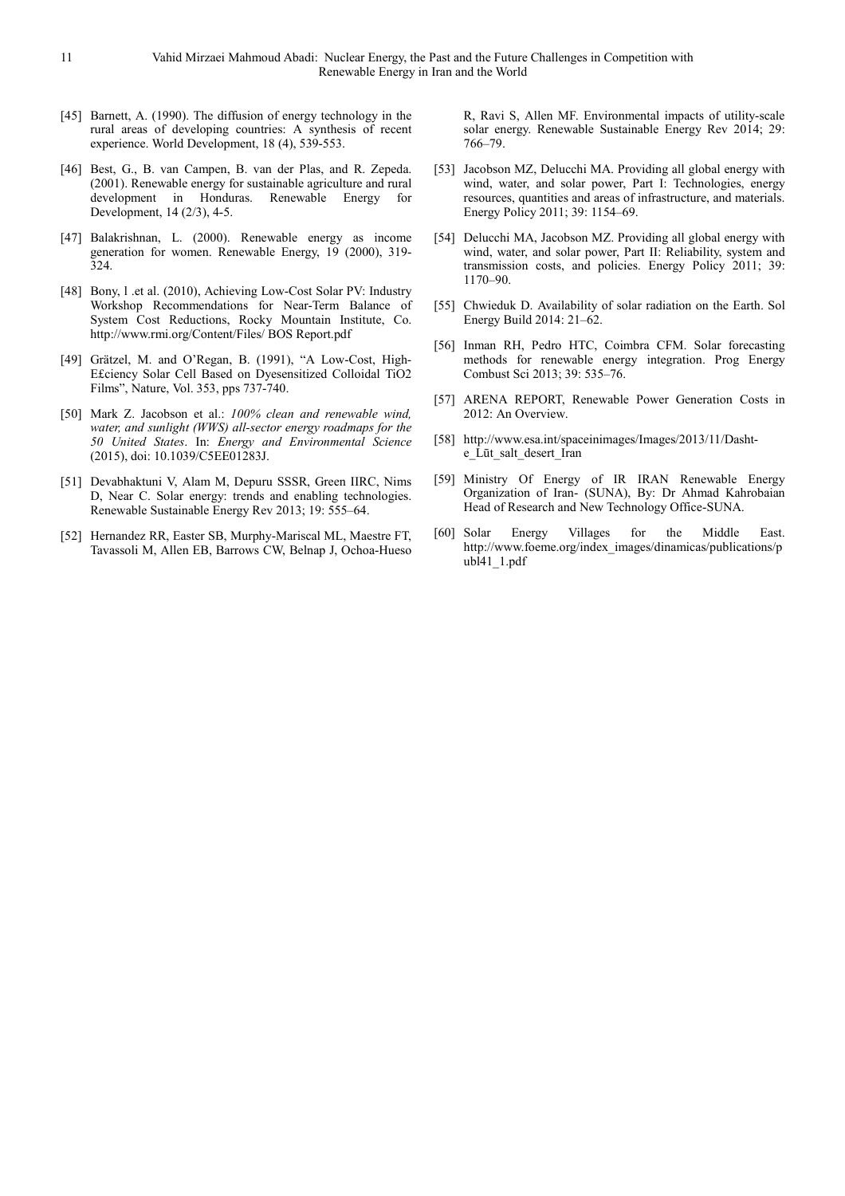[45] Barnett, A. (1990). The diffusion of energy technology in the rural areas of developing countries: A synthesis of recent experience. World Development, 18 (4), 539-553.

[46] Best, G., B. van Campen, B. van der Plas, and R. Zepeda. (2001). Renewable energy for sustainable agriculture and rural development in Honduras. Renewable Energy for Development, 14 (2/3), 4-5.

[47] Balakrishnan, L. (2000). Renewable energy as income generation for women. Renewable Energy, 19 (2000), 319-324.

[48] Bony, l .et al. (2010), Achieving Low-Cost Solar PV: Industry Workshop Recommendations for Near-Term Balance of System Cost Reductions, Rocky Mountain Institute, Co. http://www.rmi.org/Content/Files/ BOS Report.pdf

[49] Grätzel, M. and O'Regan, B. (1991), "A Low-Cost, High-E£ciency Solar Cell Based on Dyesensitized Colloidal TiO2 Films", Nature, Vol. 353, pps 737-740.

[50] Mark Z. Jacobson et al.: *100% clean and renewable wind, water, and sunlight (WWS) all-sector energy roadmaps for the 50 United States*. In: *Energy and Environmental Science* (2015), doi: 10.1039/C5EE01283J.

[51] Devabhaktuni V, Alam M, Depuru SSSR, Green IIRC, Nims D, Near C. Solar energy: trends and enabling technologies. Renewable Sustainable Energy Rev 2013; 19: 555–64.

[52] Hernandez RR, Easter SB, Murphy-Mariscal ML, Maestre FT, Tavassoli M, Allen EB, Barrows CW, Belnap J, Ochoa-Hueso R, Ravi S, Allen MF. Environmental impacts of utility-scale solar energy. Renewable Sustainable Energy Rev 2014; 29: 766–79.

[53] Jacobson MZ, Delucchi MA. Providing all global energy with wind, water, and solar power, Part I: Technologies, energy resources, quantities and areas of infrastructure, and materials. Energy Policy 2011; 39: 1154–69.

[54] Delucchi MA, Jacobson MZ. Providing all global energy with wind, water, and solar power, Part II: Reliability, system and transmission costs, and policies. Energy Policy 2011; 39: 1170–90.

[55] Chwieduk D. Availability of solar radiation on the Earth. Sol Energy Build 2014: 21–62.

[56] Inman RH, Pedro HTC, Coimbra CFM. Solar forecasting methods for renewable energy integration. Prog Energy Combust Sci 2013; 39: 535–76.

[57] ARENA REPORT, Renewable Power Generation Costs in 2012: An Overview.

[58] http://www.esa.int/spaceinimages/Images/2013/11/Dasht-e_Lūt_salt_desert_Iran

[59] Ministry Of Energy of IR IRAN Renewable Energy Organization of Iran- (SUNA), By: Dr Ahmad Kahrobaian Head of Research and New Technology Office-SUNA.

[60] Solar Energy Villages for the Middle East. http://www.foeme.org/index_images/dinamicas/publications/publ41_1.pdf